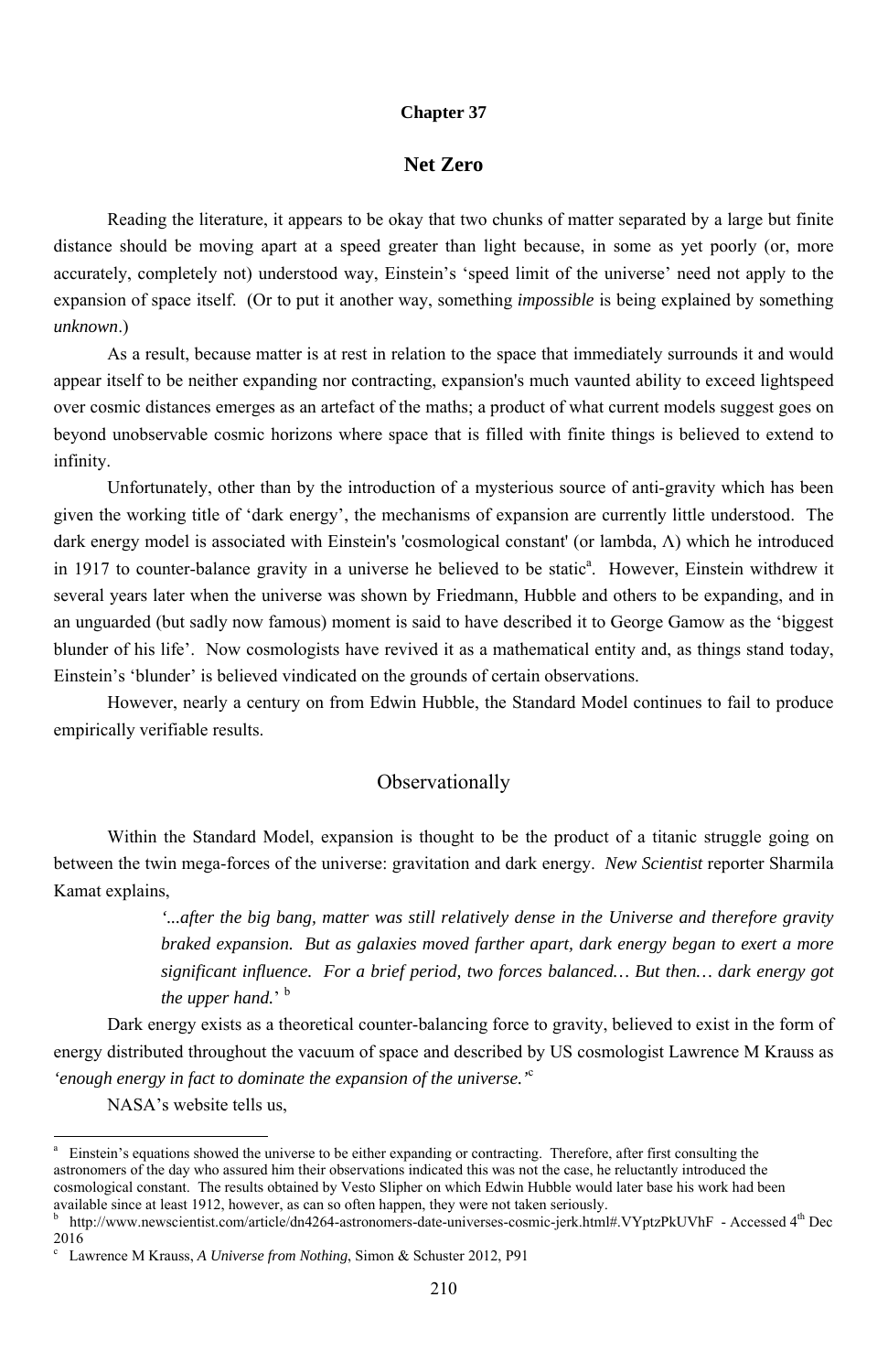# Chapter 37

## Net Zero

Reading the literature, it appears to be okay that two chunks of matter separated by a large but finite distance should be moving apart at a speed greater than light because, in some as yet poorly (or, more accurately, completely not) understood way, Einstein's 'speed limit of the universe' need not apply to the expansion of space itself. (Or to put it another way, something *impossible* is being explained by something *unknown*.)

As a result, because matter is at rest in relation to the space that immediately surrounds it and would appear itself to be neither expanding nor contracting, expansion's much vaunted ability to exceed lightspeed over cosmic distances emerges as an artefact of the maths; a product of what current models suggest goes on beyond unobservable cosmic horizons where space that is filled with finite things is believed to extend to infinity.

Unfortunately, other than by the introduction of a mysterious source of anti-gravity which has been given the working title of 'dark energy', the mechanisms of expansion are currently little understood. The dark energy model is associated with Einstein's 'cosmological constant' (or lambda, Λ) which he introduced in 1917 to counter-balance gravity in a universe he believed to be static[a]. However, Einstein withdrew it several years later when the universe was shown by Friedmann, Hubble and others to be expanding, and in an unguarded (but sadly now famous) moment is said to have described it to George Gamow as the 'biggest blunder of his life'. Now cosmologists have revived it as a mathematical entity and, as things stand today, Einstein's 'blunder' is believed vindicated on the grounds of certain observations.

However, nearly a century on from Edwin Hubble, the Standard Model continues to fail to produce empirically verifiable results.

### Observationally

Within the Standard Model, expansion is thought to be the product of a titanic struggle going on between the twin mega-forces of the universe: gravitation and dark energy. *New Scientist* reporter Sharmila Kamat explains,

> ***'...after the big bang, matter was still relatively dense in the Universe and therefore gravity braked expansion. But as galaxies moved farther apart, dark energy began to exert a more significant influence. For a brief period, two forces balanced… But then… dark energy got the upper hand.***' [b]

Dark energy exists as a theoretical counter-balancing force to gravity, believed to exist in the form of energy distributed throughout the vacuum of space and described by US cosmologist Lawrence M Krauss as ***'enough energy in fact to dominate the expansion of the universe.'***[c]

NASA's website tells us,

---

[a] Einstein's equations showed the universe to be either expanding or contracting. Therefore, after first consulting the astronomers of the day who assured him their observations indicated this was not the case, he reluctantly introduced the cosmological constant. The results obtained by Vesto Slipher on which Edwin Hubble would later base his work had been available since at least 1912, however, as can so often happen, they were not taken seriously.

[b] http://www.newscientist.com/article/dn4264-astronomers-date-universes-cosmic-jerk.html#.VYptzPkUVhF - Accessed 4th Dec 2016

[c] Lawrence M Krauss, *A Universe from Nothing*, Simon & Schuster 2012, P91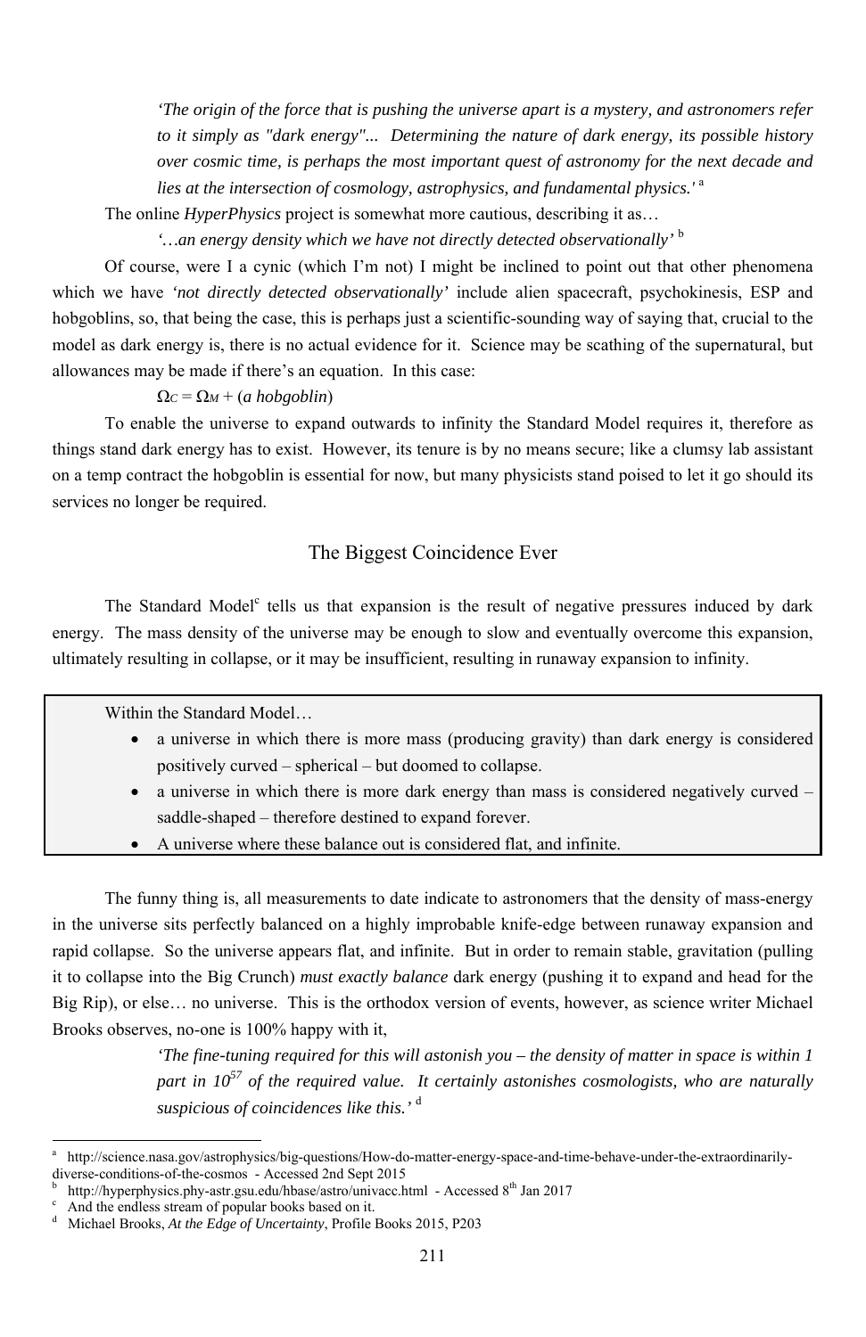> *'The origin of the force that is pushing the universe apart is a mystery, and astronomers refer to it simply as "dark energy"... Determining the nature of dark energy, its possible history over cosmic time, is perhaps the most important quest of astronomy for the next decade and lies at the intersection of cosmology, astrophysics, and fundamental physics.'* [a]

The online *HyperPhysics* project is somewhat more cautious, describing it as…

> *'…an energy density which we have not directly detected observationally'* [b]

Of course, were I a cynic (which I'm not) I might be inclined to point out that other phenomena which we have *'not directly detected observationally'* include alien spacecraft, psychokinesis, ESP and hobgoblins, so, that being the case, this is perhaps just a scientific-sounding way of saying that, crucial to the model as dark energy is, there is no actual evidence for it. Science may be scathing of the supernatural, but allowances may be made if there's an equation. In this case:

$\Omega_C = \Omega_M +$ (*a hobgoblin*)

To enable the universe to expand outwards to infinity the Standard Model requires it, therefore as things stand dark energy has to exist. However, its tenure is by no means secure; like a clumsy lab assistant on a temp contract the hobgoblin is essential for now, but many physicists stand poised to let it go should its services no longer be required.

## The Biggest Coincidence Ever

The Standard Model[c] tells us that expansion is the result of negative pressures induced by dark energy. The mass density of the universe may be enough to slow and eventually overcome this expansion, ultimately resulting in collapse, or it may be insufficient, resulting in runaway expansion to infinity.

> Within the Standard Model…
>
> - a universe in which there is more mass (producing gravity) than dark energy is considered positively curved – spherical – but doomed to collapse.
> - a universe in which there is more dark energy than mass is considered negatively curved – saddle-shaped – therefore destined to expand forever.
> - A universe where these balance out is considered flat, and infinite.

The funny thing is, all measurements to date indicate to astronomers that the density of mass-energy in the universe sits perfectly balanced on a highly improbable knife-edge between runaway expansion and rapid collapse. So the universe appears flat, and infinite. But in order to remain stable, gravitation (pulling it to collapse into the Big Crunch) *must exactly balance* dark energy (pushing it to expand and head for the Big Rip), or else… no universe. This is the orthodox version of events, however, as science writer Michael Brooks observes, no-one is 100% happy with it,

> *'The fine-tuning required for this will astonish you – the density of matter in space is within 1 part in $10^{57}$ of the required value. It certainly astonishes cosmologists, who are naturally suspicious of coincidences like this.'* [d]

---

[a] http://science.nasa.gov/astrophysics/big-questions/How-do-matter-energy-space-and-time-behave-under-the-extraordinarily-diverse-conditions-of-the-cosmos - Accessed 2nd Sept 2015

[b] http://hyperphysics.phy-astr.gsu.edu/hbase/astro/univacc.html - Accessed 8th Jan 2017

[c] And the endless stream of popular books based on it.

[d] Michael Brooks, *At the Edge of Uncertainty*, Profile Books 2015, P203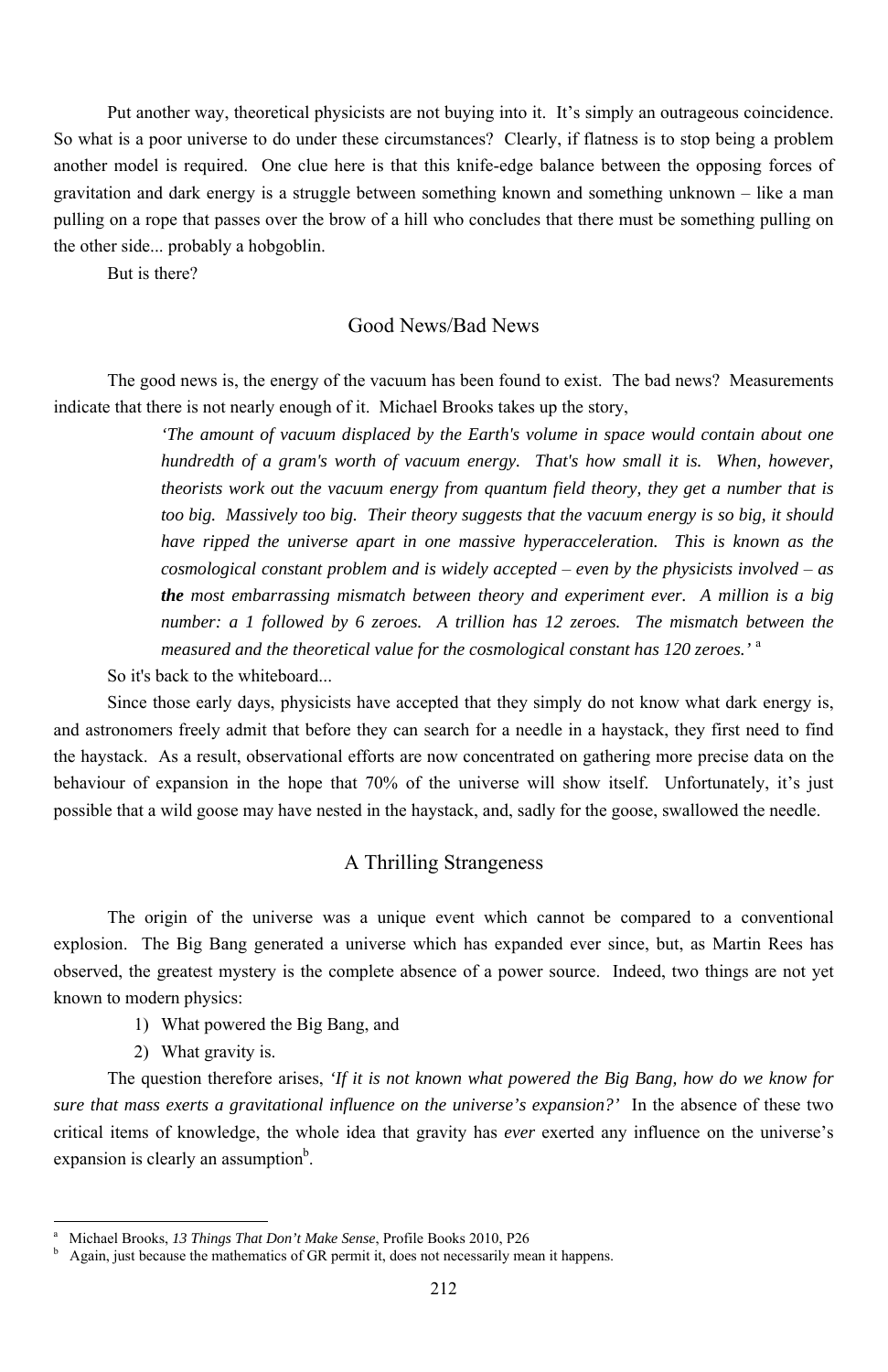Put another way, theoretical physicists are not buying into it. It's simply an outrageous coincidence. So what is a poor universe to do under these circumstances? Clearly, if flatness is to stop being a problem another model is required. One clue here is that this knife-edge balance between the opposing forces of gravitation and dark energy is a struggle between something known and something unknown – like a man pulling on a rope that passes over the brow of a hill who concludes that there must be something pulling on the other side... probably a hobgoblin.

But is there?

## Good News/Bad News

The good news is, the energy of the vacuum has been found to exist. The bad news? Measurements indicate that there is not nearly enough of it. Michael Brooks takes up the story,

> *'The amount of vacuum displaced by the Earth's volume in space would contain about one hundredth of a gram's worth of vacuum energy. That's how small it is. When, however, theorists work out the vacuum energy from quantum field theory, they get a number that is too big. Massively too big. Their theory suggests that the vacuum energy is so big, it should have ripped the universe apart in one massive hyperacceleration. This is known as the cosmological constant problem and is widely accepted – even by the physicists involved – as* ***the*** *most embarrassing mismatch between theory and experiment ever. A million is a big number: a 1 followed by 6 zeroes. A trillion has 12 zeroes. The mismatch between the measured and the theoretical value for the cosmological constant has 120 zeroes.'* [a]

So it's back to the whiteboard...

Since those early days, physicists have accepted that they simply do not know what dark energy is, and astronomers freely admit that before they can search for a needle in a haystack, they first need to find the haystack. As a result, observational efforts are now concentrated on gathering more precise data on the behaviour of expansion in the hope that 70% of the universe will show itself. Unfortunately, it's just possible that a wild goose may have nested in the haystack, and, sadly for the goose, swallowed the needle.

## A Thrilling Strangeness

The origin of the universe was a unique event which cannot be compared to a conventional explosion. The Big Bang generated a universe which has expanded ever since, but, as Martin Rees has observed, the greatest mystery is the complete absence of a power source. Indeed, two things are not yet known to modern physics:

1) What powered the Big Bang, and
2) What gravity is.

The question therefore arises, *'If it is not known what powered the Big Bang, how do we know for sure that mass exerts a gravitational influence on the universe's expansion?'* In the absence of these two critical items of knowledge, the whole idea that gravity has *ever* exerted any influence on the universe's expansion is clearly an assumption[b].

---

[a] Michael Brooks, *13 Things That Don't Make Sense*, Profile Books 2010, P26

[b] Again, just because the mathematics of GR permit it, does not necessarily mean it happens.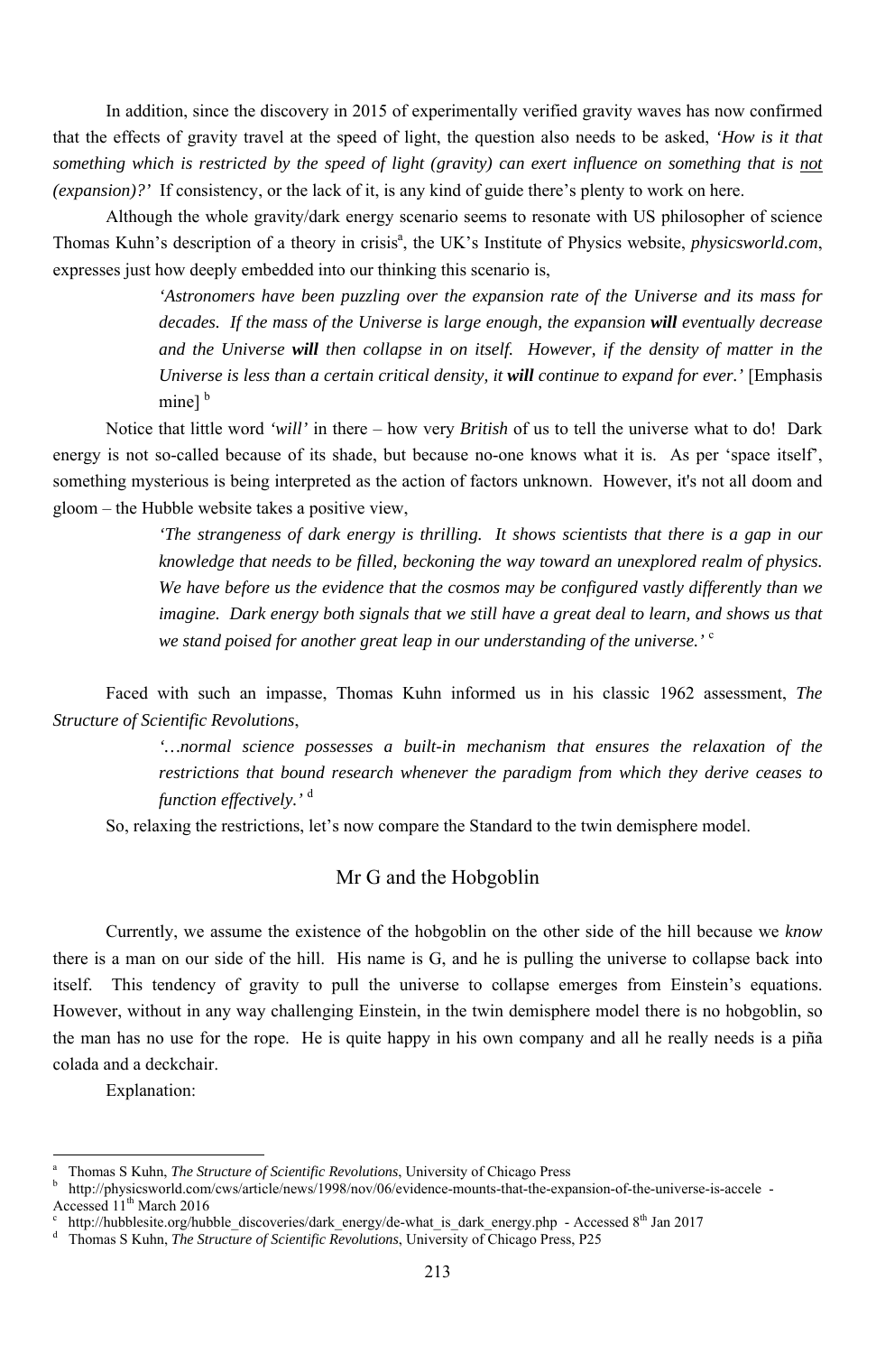In addition, since the discovery in 2015 of experimentally verified gravity waves has now confirmed that the effects of gravity travel at the speed of light, the question also needs to be asked, *'How is it that something which is restricted by the speed of light (gravity) can exert influence on something that is* *not* *(expansion)?'* If consistency, or the lack of it, is any kind of guide there's plenty to work on here.

Although the whole gravity/dark energy scenario seems to resonate with US philosopher of science Thomas Kuhn's description of a theory in crisis[a], the UK's Institute of Physics website, *physicsworld.com*, expresses just how deeply embedded into our thinking this scenario is,

> *'Astronomers have been puzzling over the expansion rate of the Universe and its mass for decades. If the mass of the Universe is large enough, the expansion* ***will*** *eventually decrease and the Universe* ***will*** *then collapse in on itself. However, if the density of matter in the Universe is less than a certain critical density, it* ***will*** *continue to expand for ever.'* [Emphasis mine] [b]

Notice that little word *'will'* in there – how very *British* of us to tell the universe what to do! Dark energy is not so-called because of its shade, but because no-one knows what it is. As per 'space itself', something mysterious is being interpreted as the action of factors unknown. However, it's not all doom and gloom – the Hubble website takes a positive view,

> *'The strangeness of dark energy is thrilling. It shows scientists that there is a gap in our knowledge that needs to be filled, beckoning the way toward an unexplored realm of physics. We have before us the evidence that the cosmos may be configured vastly differently than we imagine. Dark energy both signals that we still have a great deal to learn, and shows us that we stand poised for another great leap in our understanding of the universe.'* [c]

Faced with such an impasse, Thomas Kuhn informed us in his classic 1962 assessment, *The Structure of Scientific Revolutions*,

> *'…normal science possesses a built-in mechanism that ensures the relaxation of the restrictions that bound research whenever the paradigm from which they derive ceases to function effectively.'* [d]

So, relaxing the restrictions, let's now compare the Standard to the twin demisphere model.

## Mr G and the Hobgoblin

Currently, we assume the existence of the hobgoblin on the other side of the hill because we *know* there is a man on our side of the hill. His name is G, and he is pulling the universe to collapse back into itself. This tendency of gravity to pull the universe to collapse emerges from Einstein's equations. However, without in any way challenging Einstein, in the twin demisphere model there is no hobgoblin, so the man has no use for the rope. He is quite happy in his own company and all he really needs is a piña colada and a deckchair.

Explanation:

---

[a] Thomas S Kuhn, *The Structure of Scientific Revolutions*, University of Chicago Press

[b] http://physicsworld.com/cws/article/news/1998/nov/06/evidence-mounts-that-the-expansion-of-the-universe-is-accele - Accessed 11th March 2016

[c] http://hubblesite.org/hubble_discoveries/dark_energy/de-what_is_dark_energy.php - Accessed 8th Jan 2017

[d] Thomas S Kuhn, *The Structure of Scientific Revolutions*, University of Chicago Press, P25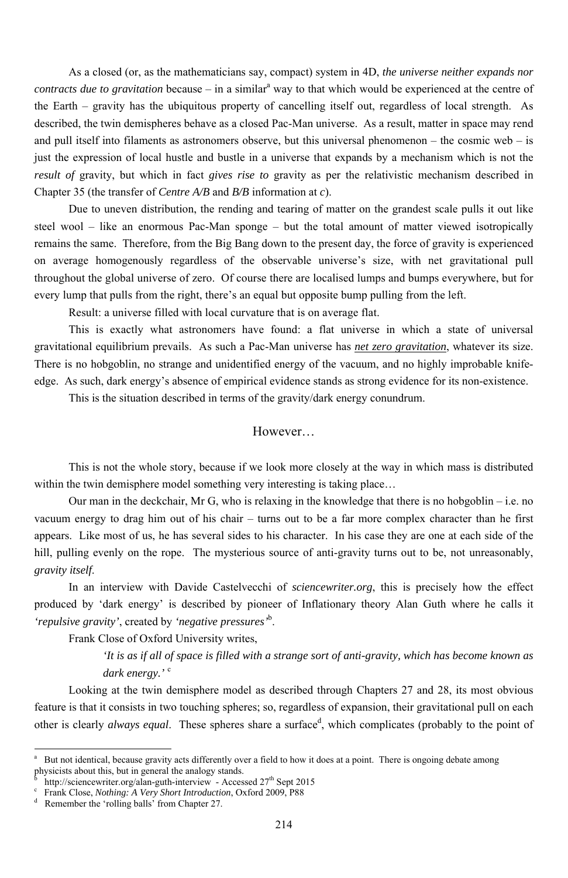As a closed (or, as the mathematicians say, compact) system in 4D, *the universe neither expands nor contracts due to gravitation* because – in a similar[a] way to that which would be experienced at the centre of the Earth – gravity has the ubiquitous property of cancelling itself out, regardless of local strength. As described, the twin demispheres behave as a closed Pac-Man universe. As a result, matter in space may rend and pull itself into filaments as astronomers observe, but this universal phenomenon – the cosmic web – is just the expression of local hustle and bustle in a universe that expands by a mechanism which is not the *result of* gravity, but which in fact *gives rise to* gravity as per the relativistic mechanism described in Chapter 35 (the transfer of *Centre A/B* and *B/B* information at *c*).

Due to uneven distribution, the rending and tearing of matter on the grandest scale pulls it out like steel wool – like an enormous Pac-Man sponge – but the total amount of matter viewed isotropically remains the same. Therefore, from the Big Bang down to the present day, the force of gravity is experienced on average homogenously regardless of the observable universe's size, with net gravitational pull throughout the global universe of zero. Of course there are localised lumps and bumps everywhere, but for every lump that pulls from the right, there's an equal but opposite bump pulling from the left.

Result: a universe filled with local curvature that is on average flat.

This is exactly what astronomers have found: a flat universe in which a state of universal gravitational equilibrium prevails. As such a Pac-Man universe has ***net zero gravitation***, whatever its size. There is no hobgoblin, no strange and unidentified energy of the vacuum, and no highly improbable knife-edge. As such, dark energy's absence of empirical evidence stands as strong evidence for its non-existence.

This is the situation described in terms of the gravity/dark energy conundrum.

## However…

This is not the whole story, because if we look more closely at the way in which mass is distributed within the twin demisphere model something very interesting is taking place…

Our man in the deckchair, Mr G, who is relaxing in the knowledge that there is no hobgoblin – i.e. no vacuum energy to drag him out of his chair – turns out to be a far more complex character than he first appears. Like most of us, he has several sides to his character. In his case they are one at each side of the hill, pulling evenly on the rope. The mysterious source of anti-gravity turns out to be, not unreasonably, *gravity itself.*

In an interview with Davide Castelvecchi of ***sciencewriter.org***, this is precisely how the effect produced by 'dark energy' is described by pioneer of Inflationary theory Alan Guth where he calls it ***'repulsive gravity'***, created by ***'negative pressures'***[b].

Frank Close of Oxford University writes,

> ***'It is as if all of space is filled with a strange sort of anti-gravity, which has become known as dark energy.'*** [c]

Looking at the twin demisphere model as described through Chapters 27 and 28, its most obvious feature is that it consists in two touching spheres; so, regardless of expansion, their gravitational pull on each other is clearly *always equal*. These spheres share a surface[d], which complicates (probably to the point of

---

[a] But not identical, because gravity acts differently over a field to how it does at a point. There is ongoing debate among physicists about this, but in general the analogy stands.

[b] http://sciencewriter.org/alan-guth-interview - Accessed 27th Sept 2015

[c] Frank Close, *Nothing: A Very Short Introduction*, Oxford 2009, P88

[d] Remember the 'rolling balls' from Chapter 27.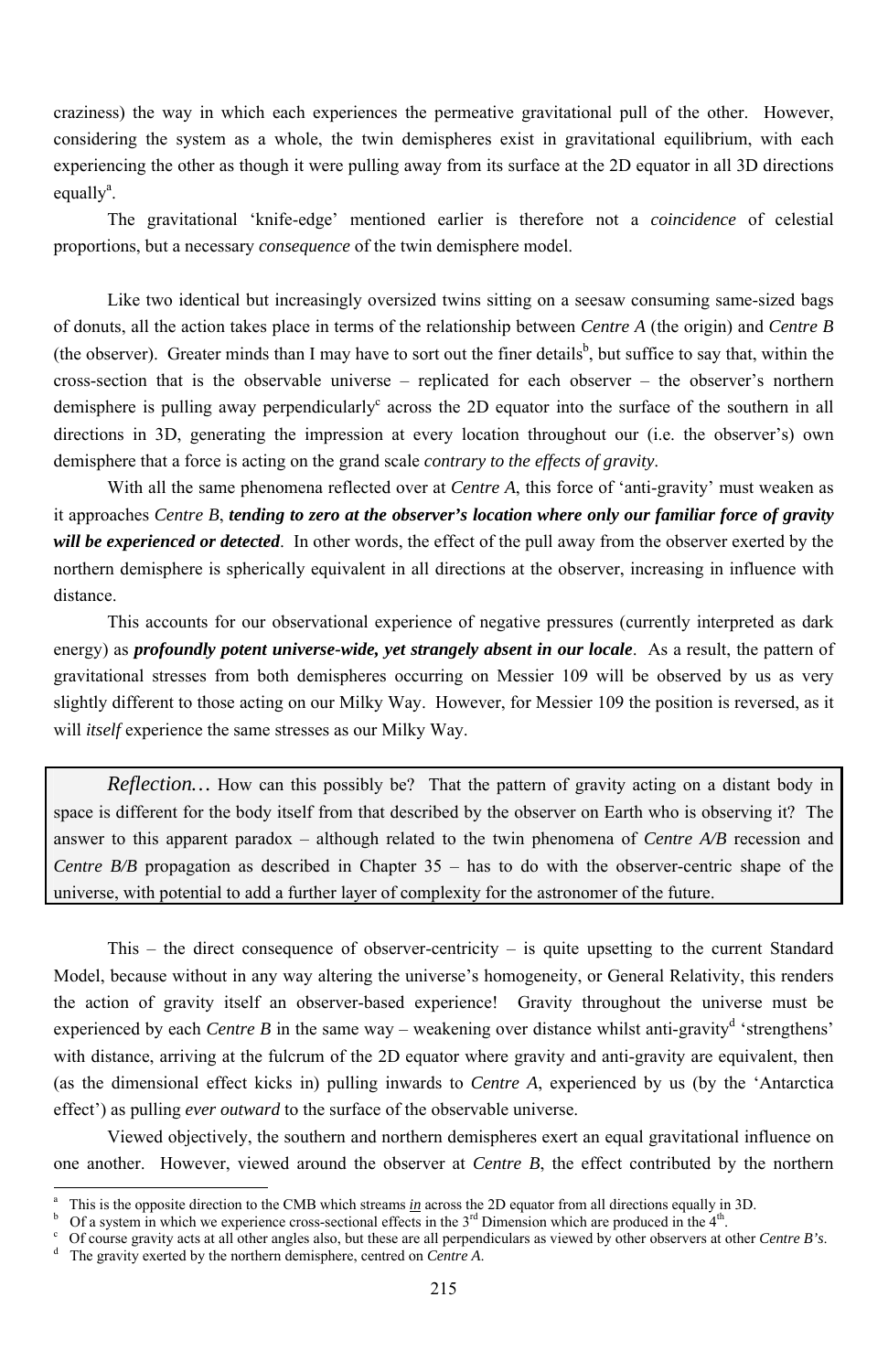craziness) the way in which each experiences the permeative gravitational pull of the other. However, considering the system as a whole, the twin demispheres exist in gravitational equilibrium, with each experiencing the other as though it were pulling away from its surface at the 2D equator in all 3D directions equally[a].

The gravitational 'knife-edge' mentioned earlier is therefore not a *coincidence* of celestial proportions, but a necessary *consequence* of the twin demisphere model.

Like two identical but increasingly oversized twins sitting on a seesaw consuming same-sized bags of donuts, all the action takes place in terms of the relationship between *Centre A* (the origin) and *Centre B* (the observer). Greater minds than I may have to sort out the finer details[b], but suffice to say that, within the cross-section that is the observable universe – replicated for each observer – the observer's northern demisphere is pulling away perpendicularly[c] across the 2D equator into the surface of the southern in all directions in 3D, generating the impression at every location throughout our (i.e. the observer's) own demisphere that a force is acting on the grand scale *contrary to the effects of gravity*.

With all the same phenomena reflected over at *Centre A*, this force of 'anti-gravity' must weaken as it approaches *Centre B*, ***tending to zero at the observer's location where only our familiar force of gravity will be experienced or detected***. In other words, the effect of the pull away from the observer exerted by the northern demisphere is spherically equivalent in all directions at the observer, increasing in influence with distance.

This accounts for our observational experience of negative pressures (currently interpreted as dark energy) as ***profoundly potent universe-wide, yet strangely absent in our locale***. As a result, the pattern of gravitational stresses from both demispheres occurring on Messier 109 will be observed by us as very slightly different to those acting on our Milky Way. However, for Messier 109 the position is reversed, as it will *itself* experience the same stresses as our Milky Way.

> *Reflection…* How can this possibly be? That the pattern of gravity acting on a distant body in space is different for the body itself from that described by the observer on Earth who is observing it? The answer to this apparent paradox – although related to the twin phenomena of *Centre A/B* recession and *Centre B/B* propagation as described in Chapter 35 – has to do with the observer-centric shape of the universe, with potential to add a further layer of complexity for the astronomer of the future.

This – the direct consequence of observer-centricity – is quite upsetting to the current Standard Model, because without in any way altering the universe's homogeneity, or General Relativity, this renders the action of gravity itself an observer-based experience! Gravity throughout the universe must be experienced by each *Centre B* in the same way – weakening over distance whilst anti-gravity[d] 'strengthens' with distance, arriving at the fulcrum of the 2D equator where gravity and anti-gravity are equivalent, then (as the dimensional effect kicks in) pulling inwards to *Centre A*, experienced by us (by the 'Antarctica effect') as pulling *ever outward* to the surface of the observable universe.

Viewed objectively, the southern and northern demispheres exert an equal gravitational influence on one another. However, viewed around the observer at *Centre B*, the effect contributed by the northern

---

[a] This is the opposite direction to the CMB which streams *in* across the 2D equator from all directions equally in 3D.

[b] Of a system in which we experience cross-sectional effects in the 3rd Dimension which are produced in the 4th.

[c] Of course gravity acts at all other angles also, but these are all perpendiculars as viewed by other observers at other *Centre B's*.

[d] The gravity exerted by the northern demisphere, centred on *Centre A*.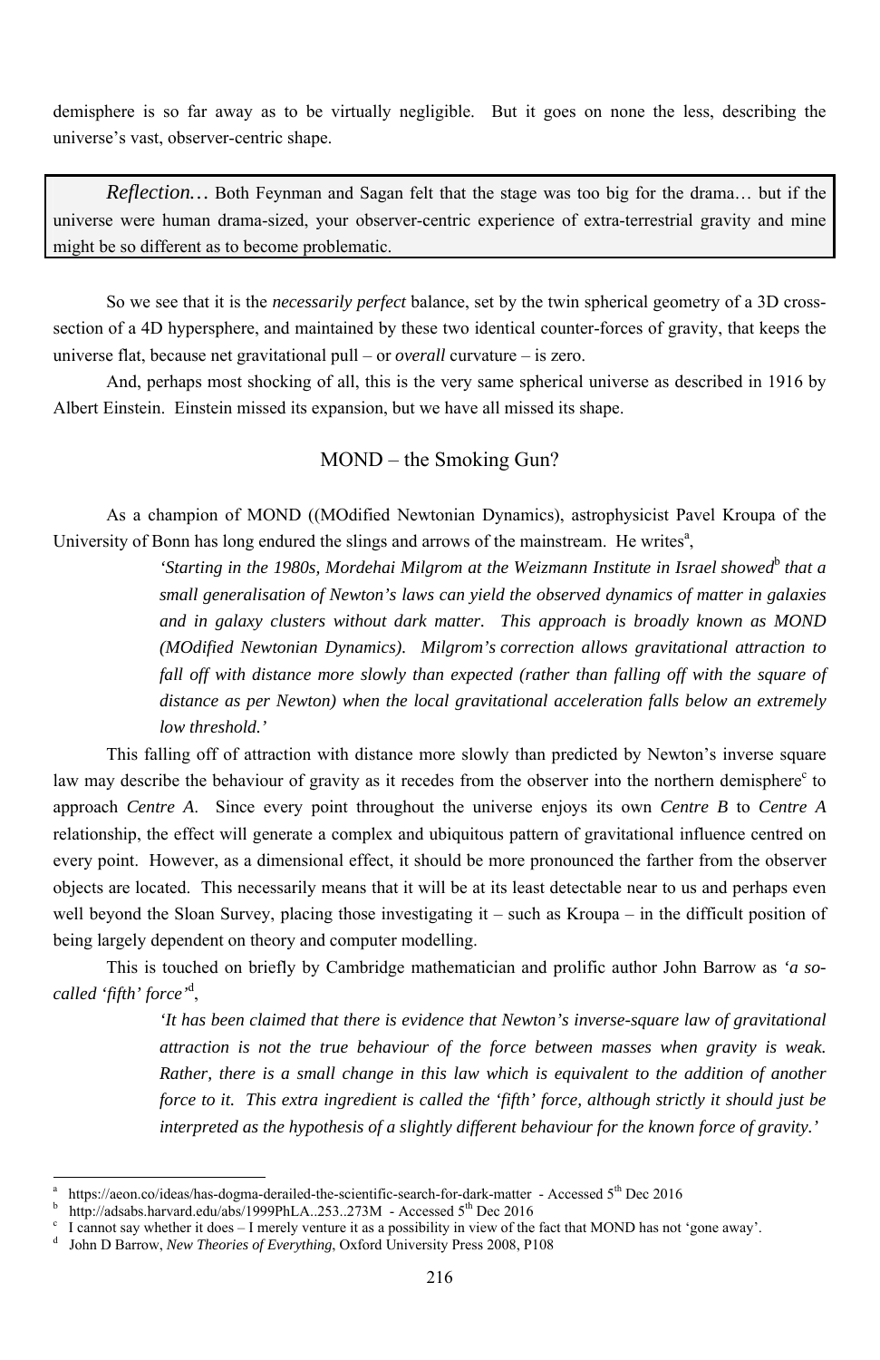demisphere is so far away as to be virtually negligible. But it goes on none the less, describing the universe's vast, observer-centric shape.

> *Reflection…* Both Feynman and Sagan felt that the stage was too big for the drama… but if the universe were human drama-sized, your observer-centric experience of extra-terrestrial gravity and mine might be so different as to become problematic.

So we see that it is the *necessarily perfect* balance, set by the twin spherical geometry of a 3D cross-section of a 4D hypersphere, and maintained by these two identical counter-forces of gravity, that keeps the universe flat, because net gravitational pull – or *overall* curvature – is zero.

And, perhaps most shocking of all, this is the very same spherical universe as described in 1916 by Albert Einstein. Einstein missed its expansion, but we have all missed its shape.

## MOND – the Smoking Gun?

As a champion of MOND ((MOdified Newtonian Dynamics), astrophysicist Pavel Kroupa of the University of Bonn has long endured the slings and arrows of the mainstream. He writes[a],

> *'Starting in the 1980s, Mordehai Milgrom at the Weizmann Institute in Israel showed*[b] *that a small generalisation of Newton's laws can yield the observed dynamics of matter in galaxies and in galaxy clusters without dark matter. This approach is broadly known as MOND (MOdified Newtonian Dynamics). Milgrom's correction allows gravitational attraction to fall off with distance more slowly than expected (rather than falling off with the square of distance as per Newton) when the local gravitational acceleration falls below an extremely low threshold.'*

This falling off of attraction with distance more slowly than predicted by Newton's inverse square law may describe the behaviour of gravity as it recedes from the observer into the northern demisphere[c] to approach *Centre A*. Since every point throughout the universe enjoys its own *Centre B* to *Centre A* relationship, the effect will generate a complex and ubiquitous pattern of gravitational influence centred on every point. However, as a dimensional effect, it should be more pronounced the farther from the observer objects are located. This necessarily means that it will be at its least detectable near to us and perhaps even well beyond the Sloan Survey, placing those investigating it – such as Kroupa – in the difficult position of being largely dependent on theory and computer modelling.

This is touched on briefly by Cambridge mathematician and prolific author John Barrow as *'a so-called 'fifth' force'*[d],

> *'It has been claimed that there is evidence that Newton's inverse-square law of gravitational attraction is not the true behaviour of the force between masses when gravity is weak. Rather, there is a small change in this law which is equivalent to the addition of another force to it. This extra ingredient is called the 'fifth' force, although strictly it should just be interpreted as the hypothesis of a slightly different behaviour for the known force of gravity.'*

---

[a] https://aeon.co/ideas/has-dogma-derailed-the-scientific-search-for-dark-matter - Accessed 5th Dec 2016

[b] http://adsabs.harvard.edu/abs/1999PhLA..253..273M - Accessed 5th Dec 2016

[c] I cannot say whether it does – I merely venture it as a possibility in view of the fact that MOND has not 'gone away'.

[d] John D Barrow, *New Theories of Everything*, Oxford University Press 2008, P108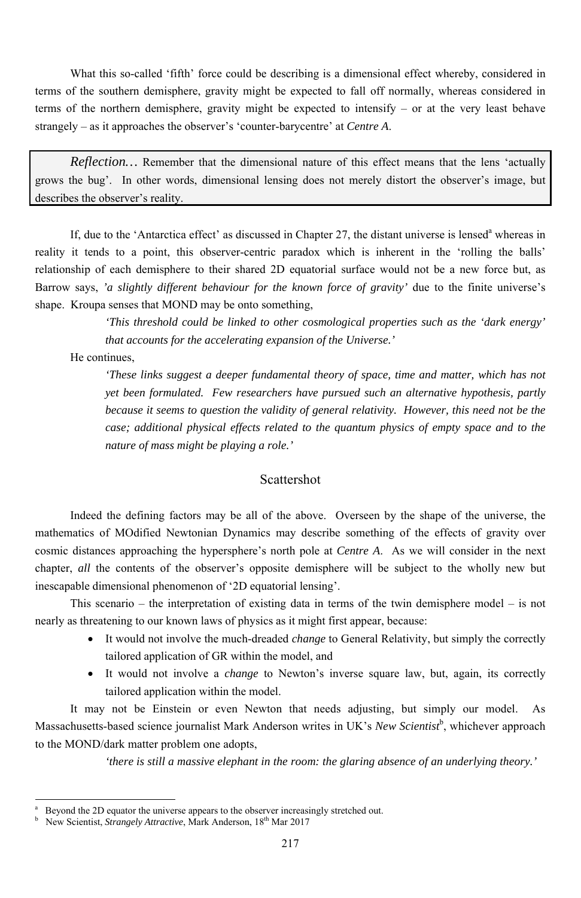What this so-called 'fifth' force could be describing is a dimensional effect whereby, considered in terms of the southern demisphere, gravity might be expected to fall off normally, whereas considered in terms of the northern demisphere, gravity might be expected to intensify – or at the very least behave strangely – as it approaches the observer's 'counter-barycentre' at *Centre A*.

> *Reflection…* Remember that the dimensional nature of this effect means that the lens 'actually grows the bug'. In other words, dimensional lensing does not merely distort the observer's image, but describes the observer's reality.

If, due to the 'Antarctica effect' as discussed in Chapter 27, the distant universe is lensed[a] whereas in reality it tends to a point, this observer-centric paradox which is inherent in the 'rolling the balls' relationship of each demisphere to their shared 2D equatorial surface would not be a new force but, as Barrow says, *'a slightly different behaviour for the known force of gravity'* due to the finite universe's shape. Kroupa senses that MOND may be onto something,

> *'This threshold could be linked to other cosmological properties such as the 'dark energy' that accounts for the accelerating expansion of the Universe.'*

He continues,

> *'These links suggest a deeper fundamental theory of space, time and matter, which has not yet been formulated. Few researchers have pursued such an alternative hypothesis, partly because it seems to question the validity of general relativity. However, this need not be the case; additional physical effects related to the quantum physics of empty space and to the nature of mass might be playing a role.'*

## Scattershot

Indeed the defining factors may be all of the above. Overseen by the shape of the universe, the mathematics of MOdified Newtonian Dynamics may describe something of the effects of gravity over cosmic distances approaching the hypersphere's north pole at *Centre A*. As we will consider in the next chapter, *all* the contents of the observer's opposite demisphere will be subject to the wholly new but inescapable dimensional phenomenon of '2D equatorial lensing'.

This scenario – the interpretation of existing data in terms of the twin demisphere model – is not nearly as threatening to our known laws of physics as it might first appear, because:

- It would not involve the much-dreaded *change* to General Relativity, but simply the correctly tailored application of GR within the model, and
- It would not involve a *change* to Newton's inverse square law, but, again, its correctly tailored application within the model.

It may not be Einstein or even Newton that needs adjusting, but simply our model. As Massachusetts-based science journalist Mark Anderson writes in UK's *New Scientist*[b], whichever approach to the MOND/dark matter problem one adopts,

> *'there is still a massive elephant in the room: the glaring absence of an underlying theory.'*

---

[a] Beyond the 2D equator the universe appears to the observer increasingly stretched out.

[b] New Scientist, *Strangely Attractive*, Mark Anderson, 18th Mar 2017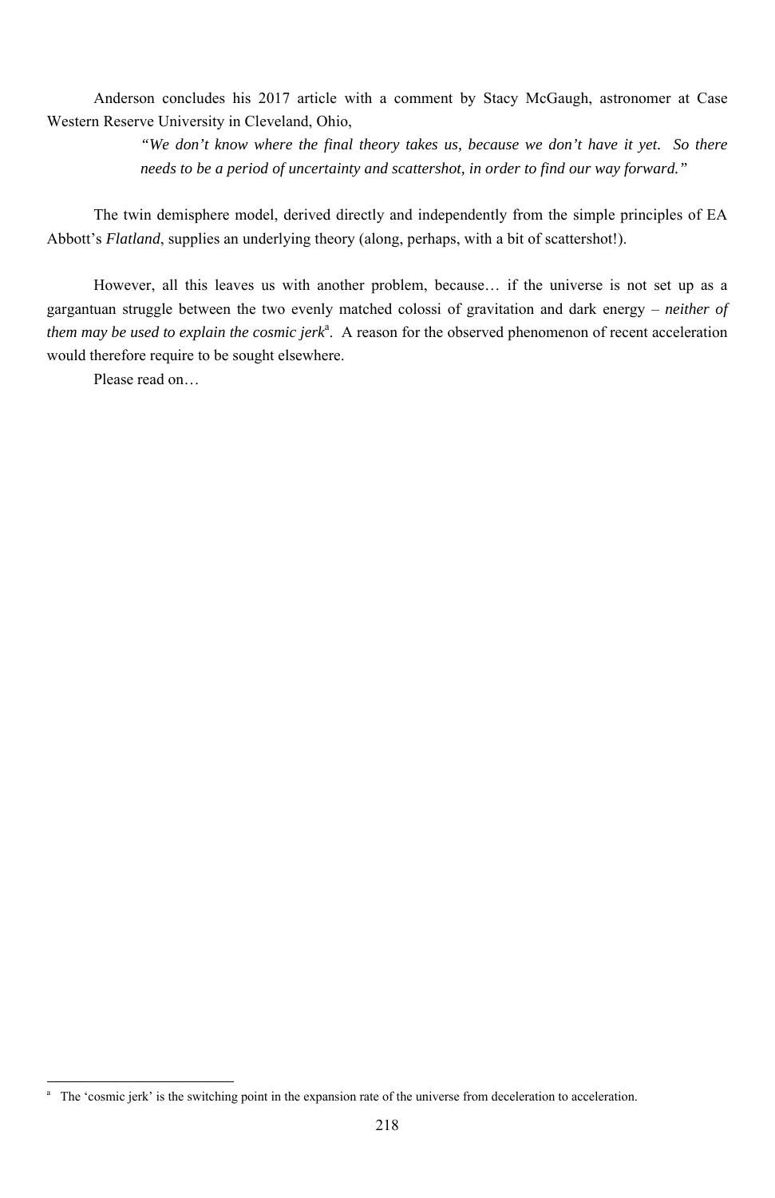Anderson concludes his 2017 article with a comment by Stacy McGaugh, astronomer at Case Western Reserve University in Cleveland, Ohio,

> *"We don't know where the final theory takes us, because we don't have it yet. So there needs to be a period of uncertainty and scattershot, in order to find our way forward."*

The twin demisphere model, derived directly and independently from the simple principles of EA Abbott's *Flatland*, supplies an underlying theory (along, perhaps, with a bit of scattershot!).

However, all this leaves us with another problem, because… if the universe is not set up as a gargantuan struggle between the two evenly matched colossi of gravitation and dark energy – *neither of them may be used to explain the cosmic jerk*[a]. A reason for the observed phenomenon of recent acceleration would therefore require to be sought elsewhere.

Please read on…

---

[a] The 'cosmic jerk' is the switching point in the expansion rate of the universe from deceleration to acceleration.